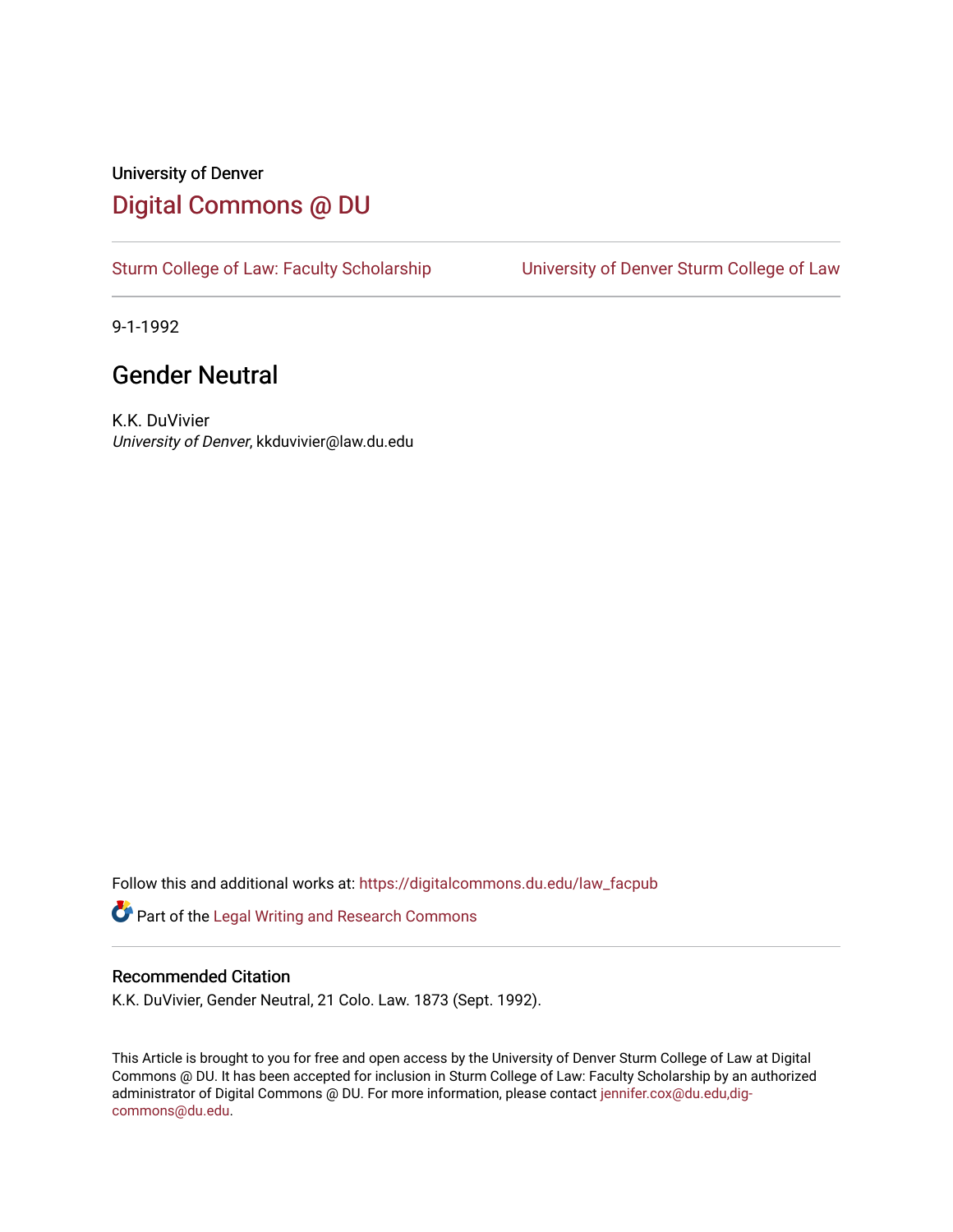University of Denver

# Digital Commons @ DU

Sturm College of Law: Faculty Scholarship | University of Denver Sturm College of Law

9-1-1992

## Gender Neutral

K.K. DuVivier
*University of Denver*, kkduvivier@law.du.edu

Follow this and additional works at: https://digitalcommons.du.edu/law_facpub

Part of the Legal Writing and Research Commons

### Recommended Citation

K.K. DuVivier, Gender Neutral, 21 Colo. Law. 1873 (Sept. 1992).

This Article is brought to you for free and open access by the University of Denver Sturm College of Law at Digital Commons @ DU. It has been accepted for inclusion in Sturm College of Law: Faculty Scholarship by an authorized administrator of Digital Commons @ DU. For more information, please contact jennifer.cox@du.edu,dig-commons@du.edu.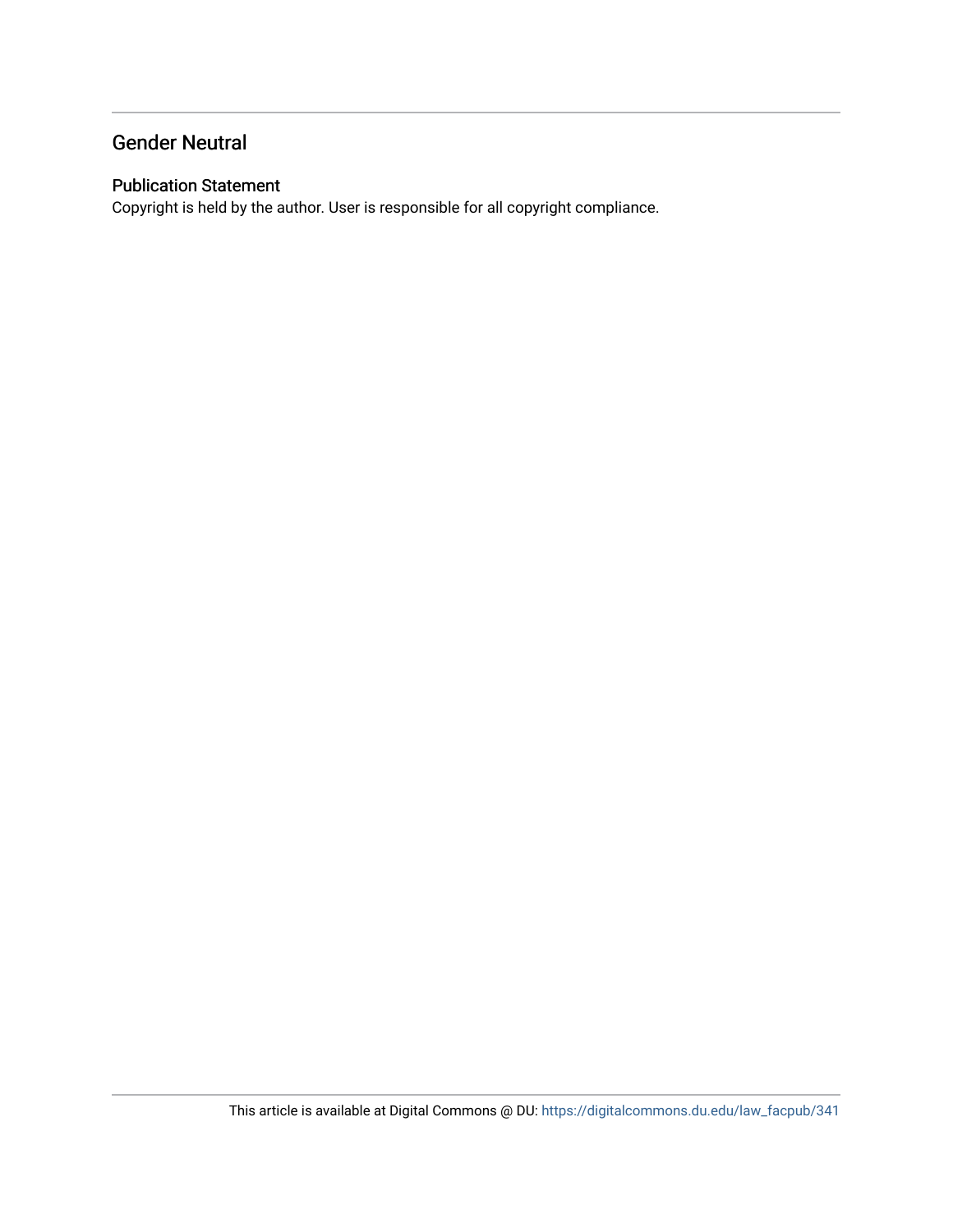## Gender Neutral

### Publication Statement

Copyright is held by the author. User is responsible for all copyright compliance.

This article is available at Digital Commons @ DU: https://digitalcommons.du.edu/law_facpub/341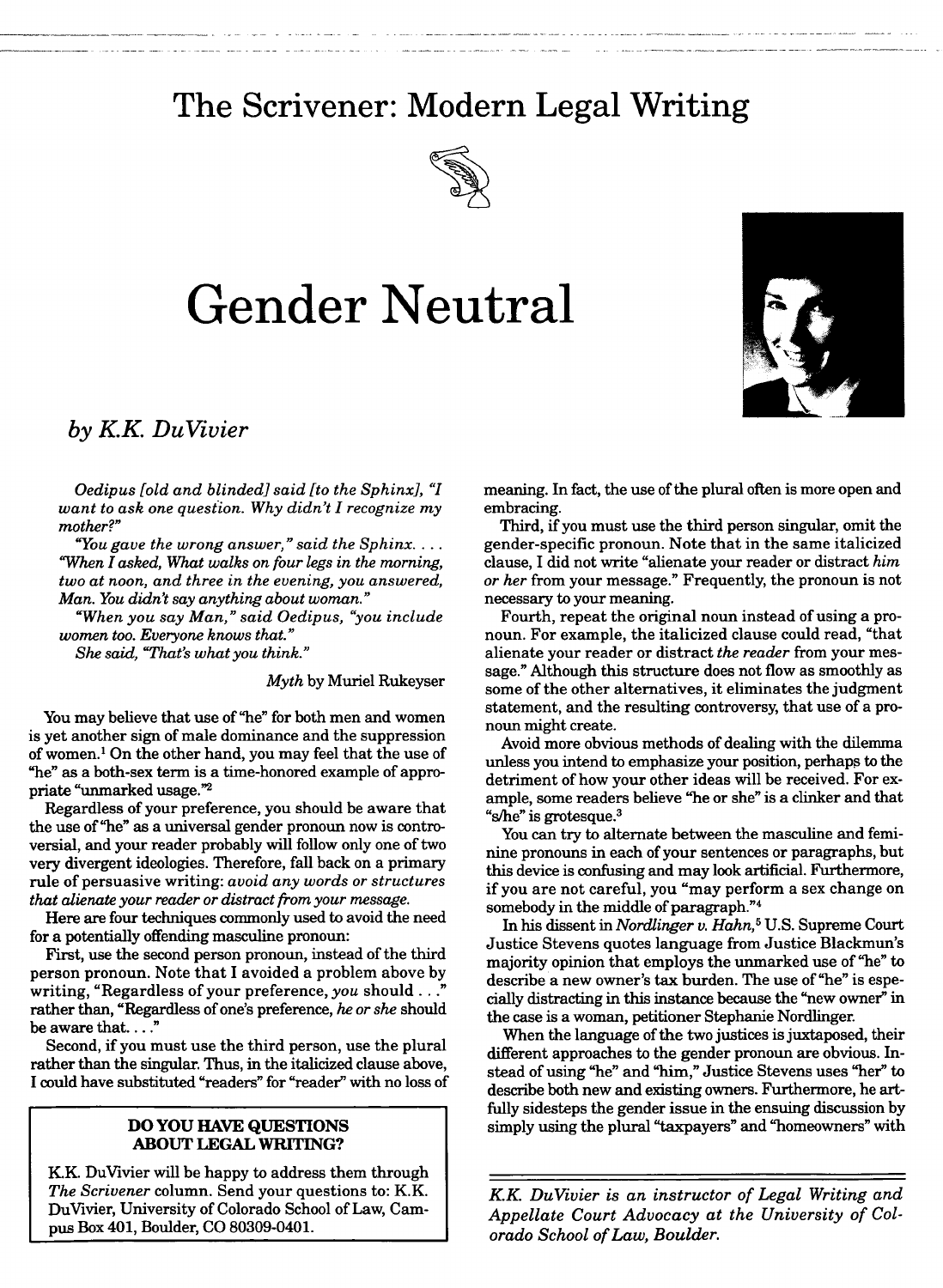## The Scrivener: Modern Legal Writing

# Gender Neutral

### *by K.K. DuVivier*

*Oedipus [old and blinded] said [to the Sphinx], "I want to ask one question. Why didn't I recognize my mother?"*

*"You gave the wrong answer," said the Sphinx. . . . "When I asked, What walks on four legs in the morning, two at noon, and three in the evening, you answered, Man. You didn't say anything about woman."*

*"When you say Man," said Oedipus, "you include women too. Everyone knows that."*

*She said, "That's what you think."*

*Myth* by Muriel Rukeyser

You may believe that use of "he" for both men and women is yet another sign of male dominance and the suppression of women.[1] On the other hand, you may feel that the use of "he" as a both-sex term is a time-honored example of appropriate "unmarked usage."[2]

Regardless of your preference, you should be aware that the use of "he" as a universal gender pronoun now is controversial, and your reader probably will follow only one of two very divergent ideologies. Therefore, fall back on a primary rule of persuasive writing: *avoid any words or structures that alienate your reader or distract from your message.*

Here are four techniques commonly used to avoid the need for a potentially offending masculine pronoun:

First, use the second person pronoun, instead of the third person pronoun. Note that I avoided a problem above by writing, "Regardless of your preference, *you* should . . ." rather than, "Regardless of one's preference, *he or she* should be aware that. . . ."

Second, if you must use the third person, use the plural rather than the singular. Thus, in the italicized clause above, I could have substituted "readers" for "reader" with no loss of meaning. In fact, the use of the plural often is more open and embracing.

Third, if you must use the third person singular, omit the gender-specific pronoun. Note that in the same italicized clause, I did not write "alienate your reader or distract *him or her* from your message." Frequently, the pronoun is not necessary to your meaning.

Fourth, repeat the original noun instead of using a pronoun. For example, the italicized clause could read, "that alienate your reader or distract *the reader* from your message." Although this structure does not flow as smoothly as some of the other alternatives, it eliminates the judgment statement, and the resulting controversy, that use of a pronoun might create.

Avoid more obvious methods of dealing with the dilemma unless you intend to emphasize your position, perhaps to the detriment of how your other ideas will be received. For example, some readers believe "he or she" is a clinker and that "s/he" is grotesque.[3]

You can try to alternate between the masculine and feminine pronouns in each of your sentences or paragraphs, but this device is confusing and may look artificial. Furthermore, if you are not careful, you "may perform a sex change on somebody in the middle of paragraph."[4]

In his dissent in *Nordlinger v. Hahn,*[5] U.S. Supreme Court Justice Stevens quotes language from Justice Blackmun's majority opinion that employs the unmarked use of "he" to describe a new owner's tax burden. The use of "he" is especially distracting in this instance because the "new owner" in the case is a woman, petitioner Stephanie Nordlinger.

When the language of the two justices is juxtaposed, their different approaches to the gender pronoun are obvious. Instead of using "he" and "him," Justice Stevens uses "her" to describe both new and existing owners. Furthermore, he artfully sidesteps the gender issue in the ensuing discussion by simply using the plural "taxpayers" and "homeowners" with

---

**DO YOU HAVE QUESTIONS ABOUT LEGAL WRITING?**

K.K. DuVivier will be happy to address them through *The Scrivener* column. Send your questions to: K.K. DuVivier, University of Colorado School of Law, Campus Box 401, Boulder, CO 80309-0401.

---

*K.K. DuVivier is an instructor of Legal Writing and Appellate Court Advocacy at the University of Colorado School of Law, Boulder.*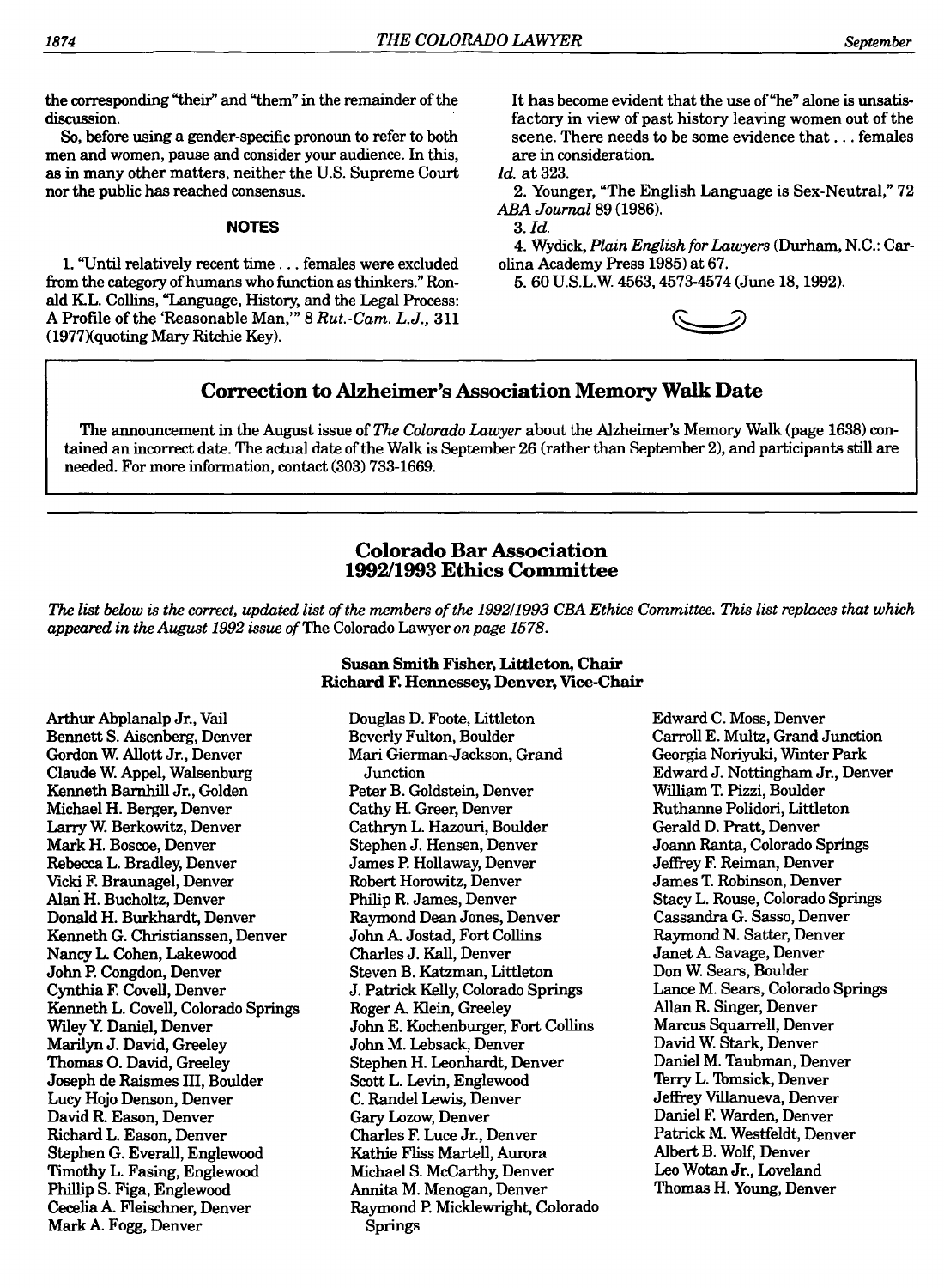the corresponding "their" and "them" in the remainder of the discussion.

So, before using a gender-specific pronoun to refer to both men and women, pause and consider your audience. In this, as in many other matters, neither the U.S. Supreme Court nor the public has reached consensus.

#### NOTES

1. "Until relatively recent time . . . females were excluded from the category of humans who function as thinkers." Ronald K.L. Collins, "Language, History, and the Legal Process: A Profile of the 'Reasonable Man,'" 8 *Rut.-Cam. L.J.*, 311 (1977)(quoting Mary Ritchie Key).

> It has become evident that the use of "he" alone is unsatisfactory in view of past history leaving women out of the scene. There needs to be some evidence that . . . females are in consideration.

*Id.* at 323.

2. Younger, "The English Language is Sex-Neutral," 72 *ABA Journal* 89 (1986).

3. *Id.*

4. Wydick, *Plain English for Lawyers* (Durham, N.C.: Carolina Academy Press 1985) at 67.

5. 60 U.S.L.W. 4563, 4573-4574 (June 18, 1992).

### Correction to Alzheimer's Association Memory Walk Date

The announcement in the August issue of *The Colorado Lawyer* about the Alzheimer's Memory Walk (page 1638) contained an incorrect date. The actual date of the Walk is September 26 (rather than September 2), and participants still are needed. For more information, contact (303) 733-1669.

## Colorado Bar Association 1992/1993 Ethics Committee

*The list below is the correct, updated list of the members of the 1992/1993 CBA Ethics Committee. This list replaces that which appeared in the August 1992 issue of* The Colorado Lawyer *on page 1578.*

**Susan Smith Fisher, Littleton, Chair**
**Richard F. Hennessey, Denver, Vice-Chair**

Arthur Abplanalp Jr., Vail
Bennett S. Aisenberg, Denver
Gordon W. Allott Jr., Denver
Claude W. Appel, Walsenburg
Kenneth Barnhill Jr., Golden
Michael H. Berger, Denver
Larry W. Berkowitz, Denver
Mark H. Boscoe, Denver
Rebecca L. Bradley, Denver
Vicki F. Braunagel, Denver
Alan H. Bucholtz, Denver
Donald H. Burkhardt, Denver
Kenneth G. Christianssen, Denver
Nancy L. Cohen, Lakewood
John P. Congdon, Denver
Cynthia F. Covell, Denver
Kenneth L. Covell, Colorado Springs
Wiley Y. Daniel, Denver
Marilyn J. David, Greeley
Thomas O. David, Greeley
Joseph de Raismes III, Boulder
Lucy Hojo Denson, Denver
David R. Eason, Denver
Richard L. Eason, Denver
Stephen G. Everall, Englewood
Timothy L. Fasing, Englewood
Phillip S. Figa, Englewood
Cecelia A. Fleischner, Denver
Mark A. Fogg, Denver
Douglas D. Foote, Littleton
Beverly Fulton, Boulder
Mari Gierman-Jackson, Grand Junction
Peter B. Goldstein, Denver
Cathy H. Greer, Denver
Cathryn L. Hazouri, Boulder
Stephen J. Hensen, Denver
James P. Hollaway, Denver
Robert Horowitz, Denver
Philip R. James, Denver
Raymond Dean Jones, Denver
John A. Jostad, Fort Collins
Charles J. Kall, Denver
Steven B. Katzman, Littleton
J. Patrick Kelly, Colorado Springs
Roger A. Klein, Greeley
John E. Kochenburger, Fort Collins
John M. Lebsack, Denver
Stephen H. Leonhardt, Denver
Scott L. Levin, Englewood
C. Randel Lewis, Denver
Gary Lozow, Denver
Charles F. Luce Jr., Denver
Kathie Fliss Martell, Aurora
Michael S. McCarthy, Denver
Annita M. Menogan, Denver
Raymond P. Micklewright, Colorado Springs
Edward C. Moss, Denver
Carroll E. Multz, Grand Junction
Georgia Noriyuki, Winter Park
Edward J. Nottingham Jr., Denver
William T. Pizzi, Boulder
Ruthanne Polidori, Littleton
Gerald D. Pratt, Denver
Joann Ranta, Colorado Springs
Jeffrey F. Reiman, Denver
James T. Robinson, Denver
Stacy L. Rouse, Colorado Springs
Cassandra G. Sasso, Denver
Raymond N. Satter, Denver
Janet A. Savage, Denver
Don W. Sears, Boulder
Lance M. Sears, Colorado Springs
Allan R. Singer, Denver
Marcus Squarrell, Denver
David W. Stark, Denver
Daniel M. Taubman, Denver
Terry L. Tomsick, Denver
Jeffrey Villanueva, Denver
Daniel F. Warden, Denver
Patrick M. Westfeldt, Denver
Albert B. Wolf, Denver
Leo Wotan Jr., Loveland
Thomas H. Young, Denver